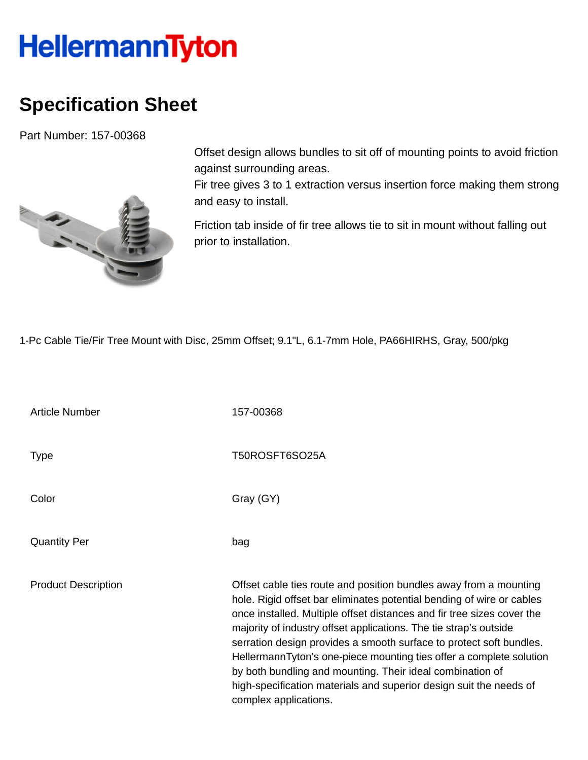# HellermannTyton

## Specification Sheet

Part Number: 157-00368

Offset design allows bundles to sit off of mounting points to avoid friction against surrounding areas.
Fir tree gives 3 to 1 extraction versus insertion force making them strong and easy to install.

Friction tab inside of fir tree allows tie to sit in mount without falling out prior to installation.

1-Pc Cable Tie/Fir Tree Mount with Disc, 25mm Offset; 9.1"L, 6.1-7mm Hole, PA66HIRHS, Gray, 500/pkg

| | |
|---|---|
| Article Number | 157-00368 |
| Type | T50ROSFT6SO25A |
| Color | Gray (GY) |
| Quantity Per | bag |
| Product Description | Offset cable ties route and position bundles away from a mounting hole. Rigid offset bar eliminates potential bending of wire or cables once installed. Multiple offset distances and fir tree sizes cover the majority of industry offset applications. The tie strap's outside serration design provides a smooth surface to protect soft bundles. HellermannTyton's one-piece mounting ties offer a complete solution by both bundling and mounting. Their ideal combination of high-specification materials and superior design suit the needs of complex applications. |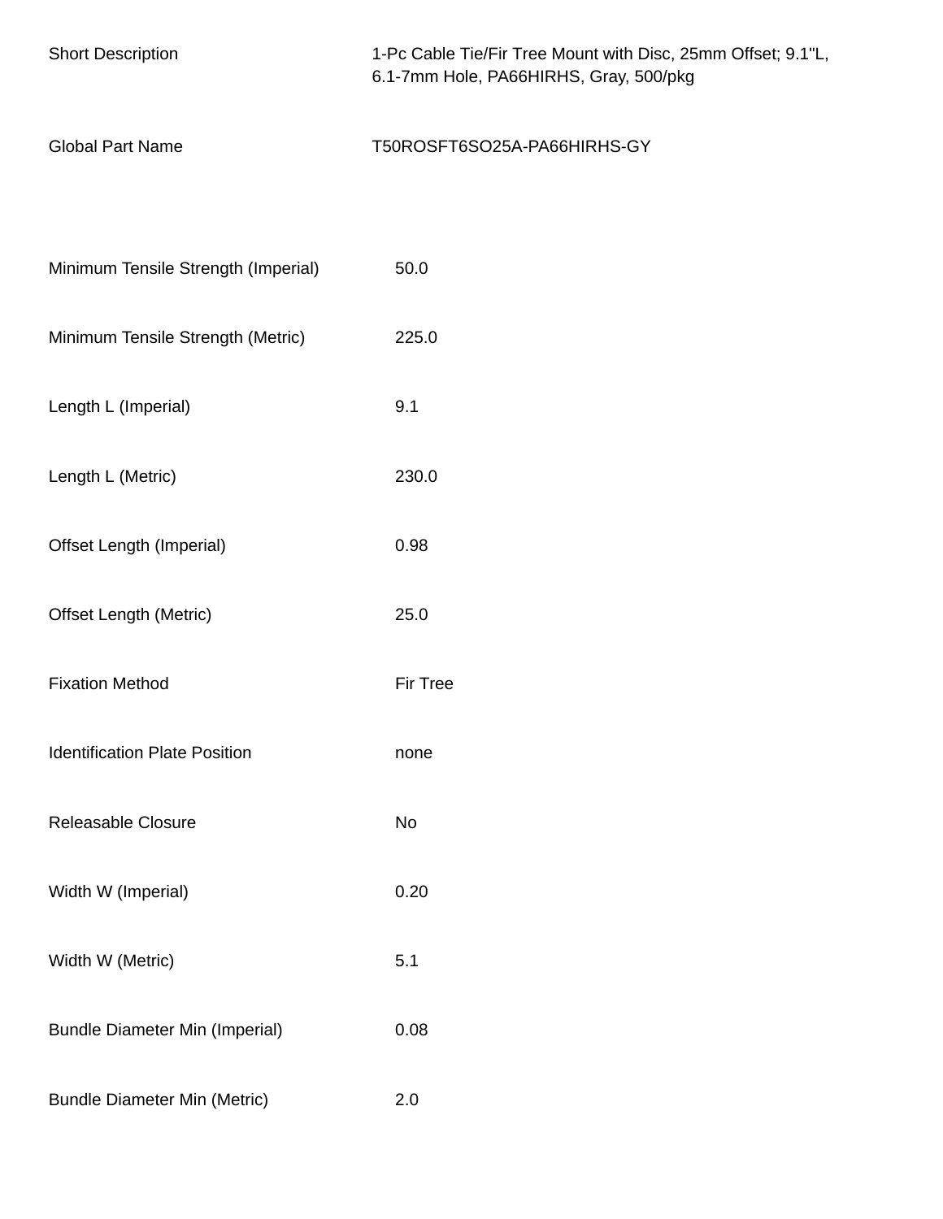| | |
|---|---|
| Short Description | 1-Pc Cable Tie/Fir Tree Mount with Disc, 25mm Offset; 9.1"L, 6.1-7mm Hole, PA66HIRHS, Gray, 500/pkg |
| Global Part Name | T50ROSFT6SO25A-PA66HIRHS-GY |

| | |
|---|---|
| Minimum Tensile Strength (Imperial) | 50.0 |
| Minimum Tensile Strength (Metric) | 225.0 |
| Length L (Imperial) | 9.1 |
| Length L (Metric) | 230.0 |
| Offset Length (Imperial) | 0.98 |
| Offset Length (Metric) | 25.0 |
| Fixation Method | Fir Tree |
| Identification Plate Position | none |
| Releasable Closure | No |
| Width W (Imperial) | 0.20 |
| Width W (Metric) | 5.1 |
| Bundle Diameter Min (Imperial) | 0.08 |
| Bundle Diameter Min (Metric) | 2.0 |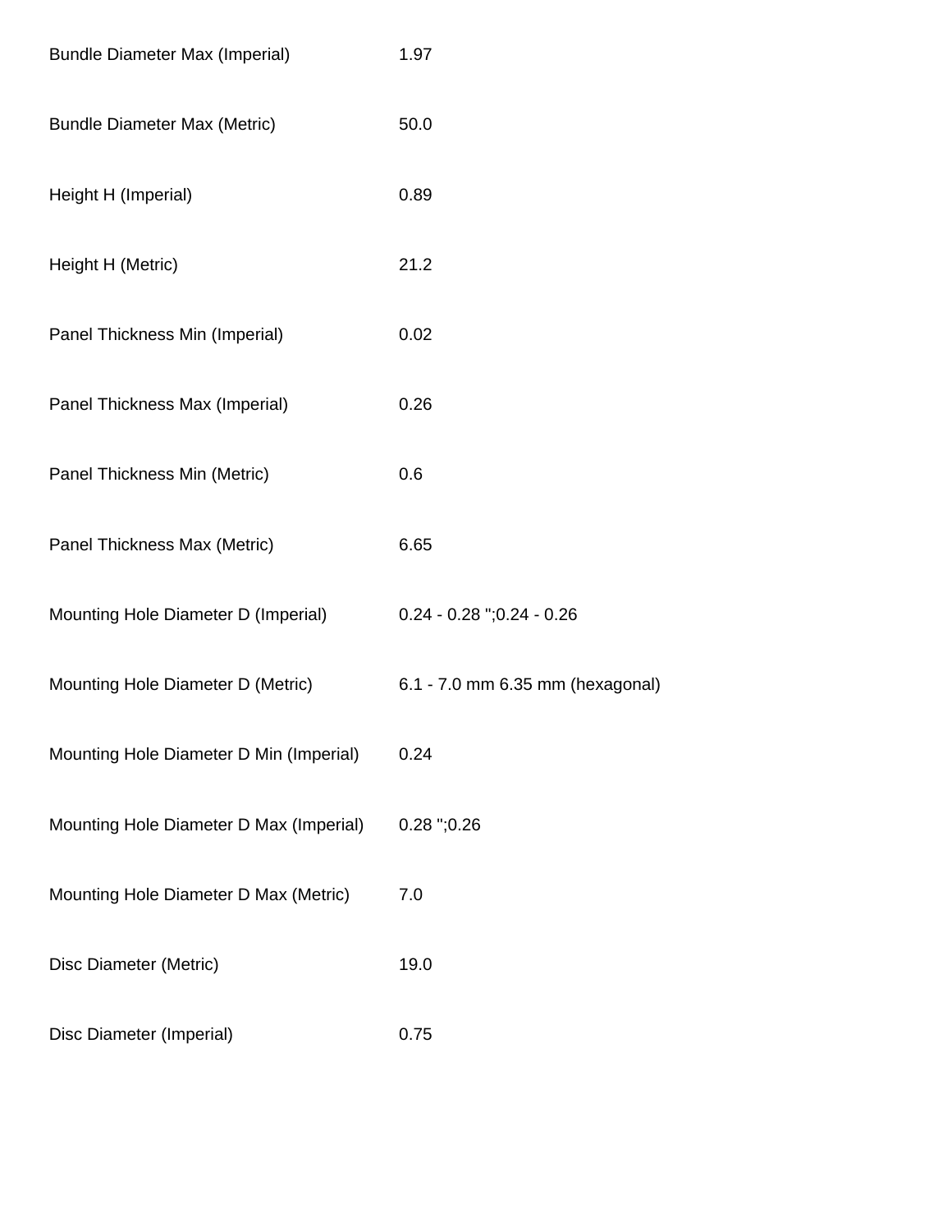| | |
|---|---|
| Bundle Diameter Max (Imperial) | 1.97 |
| Bundle Diameter Max (Metric) | 50.0 |
| Height H (Imperial) | 0.89 |
| Height H (Metric) | 21.2 |
| Panel Thickness Min (Imperial) | 0.02 |
| Panel Thickness Max (Imperial) | 0.26 |
| Panel Thickness Min (Metric) | 0.6 |
| Panel Thickness Max (Metric) | 6.65 |
| Mounting Hole Diameter D (Imperial) | 0.24 - 0.28 ";0.24 - 0.26 |
| Mounting Hole Diameter D (Metric) | 6.1 - 7.0 mm 6.35 mm (hexagonal) |
| Mounting Hole Diameter D Min (Imperial) | 0.24 |
| Mounting Hole Diameter D Max (Imperial) | 0.28 ";0.26 |
| Mounting Hole Diameter D Max (Metric) | 7.0 |
| Disc Diameter (Metric) | 19.0 |
| Disc Diameter (Imperial) | 0.75 |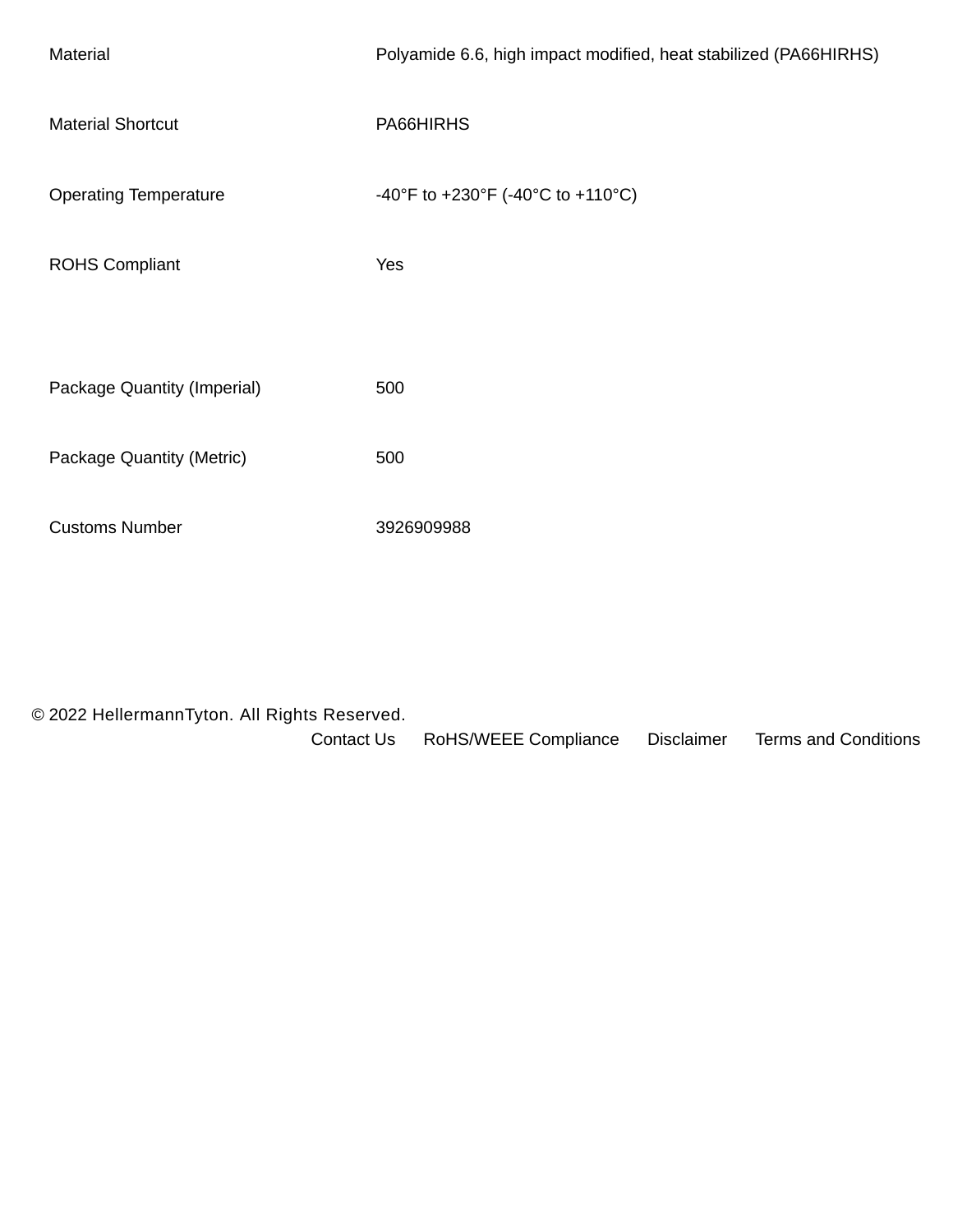| | |
|---|---|
| Material | Polyamide 6.6, high impact modified, heat stabilized (PA66HIRHS) |
| Material Shortcut | PA66HIRHS |
| Operating Temperature | -40°F to +230°F (-40°C to +110°C) |
| ROHS Compliant | Yes |

| | |
|---|---|
| Package Quantity (Imperial) | 500 |
| Package Quantity (Metric) | 500 |
| Customs Number | 3926909988 |

© 2022 HellermannTyton. All Rights Reserved.

Contact Us RoHS/WEEE Compliance Disclaimer Terms and Conditions